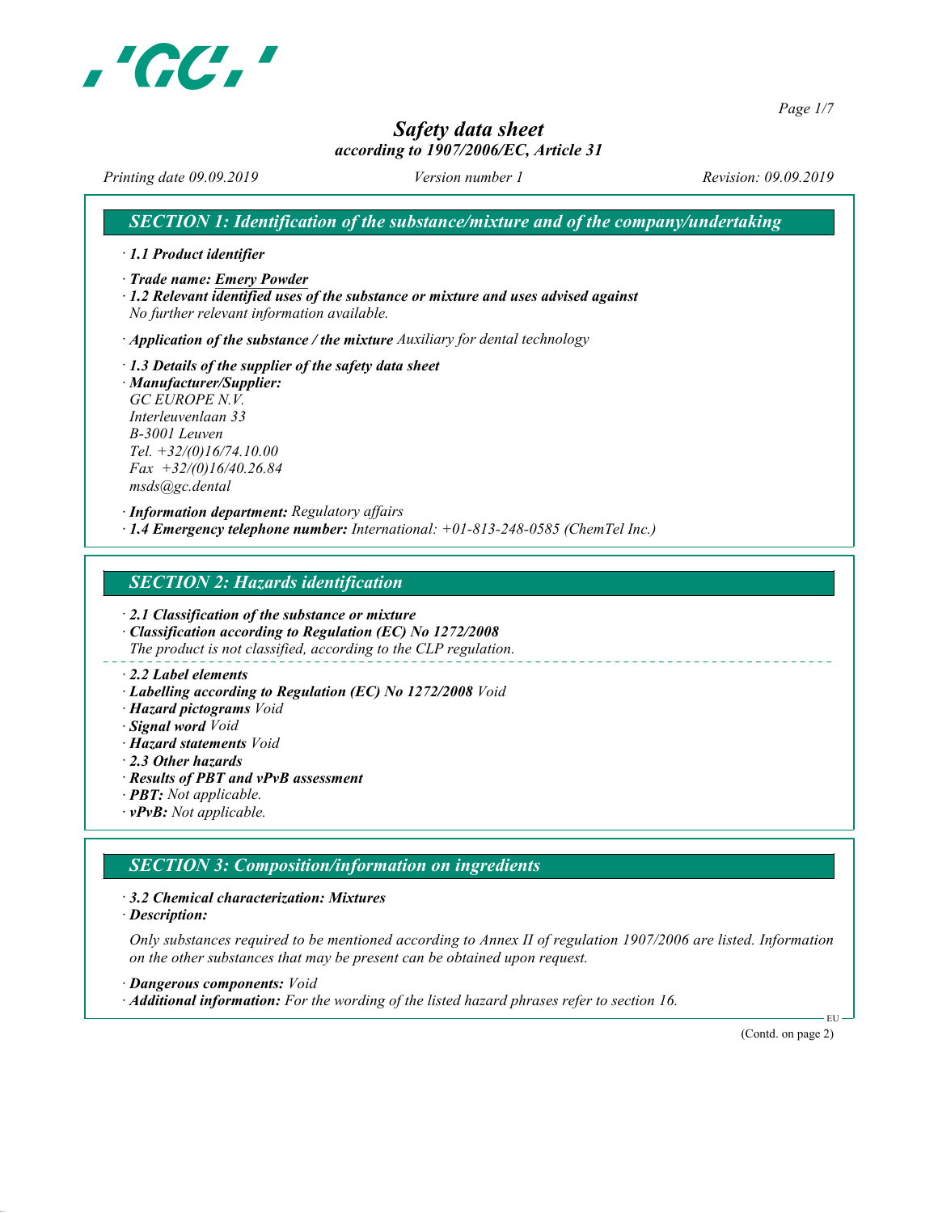# Safety data sheet

*according to 1907/2006/EC, Article 31*

*Printing date 09.09.2019* *Version number 1* *Revision: 09.09.2019*

## SECTION 1: Identification of the substance/mixture and of the company/undertaking

· **1.1 Product identifier**

· **Trade name: Emery Powder**

· **1.2 Relevant identified uses of the substance or mixture and uses advised against**
No further relevant information available.

· **Application of the substance / the mixture** Auxiliary for dental technology

· **1.3 Details of the supplier of the safety data sheet**

· **Manufacturer/Supplier:**
GC EUROPE N.V.
Interleuvenlaan 33
B-3001 Leuven
Tel. +32/(0)16/74.10.00
Fax +32/(0)16/40.26.84
msds@gc.dental

· **Information department:** Regulatory affairs

· **1.4 Emergency telephone number:** International: +01-813-248-0585 (ChemTel Inc.)

## SECTION 2: Hazards identification

· **2.1 Classification of the substance or mixture**

· **Classification according to Regulation (EC) No 1272/2008**
The product is not classified, according to the CLP regulation.

· **2.2 Label elements**

· **Labelling according to Regulation (EC) No 1272/2008** Void

· **Hazard pictograms** Void

· **Signal word** Void

· **Hazard statements** Void

· **2.3 Other hazards**

· **Results of PBT and vPvB assessment**

· **PBT:** Not applicable.

· **vPvB:** Not applicable.

## SECTION 3: Composition/information on ingredients

· **3.2 Chemical characterization: Mixtures**

· **Description:**

Only substances required to be mentioned according to Annex II of regulation 1907/2006 are listed. Information on the other substances that may be present can be obtained upon request.

· **Dangerous components:** Void

· **Additional information:** For the wording of the listed hazard phrases refer to section 16.

(Contd. on page 2)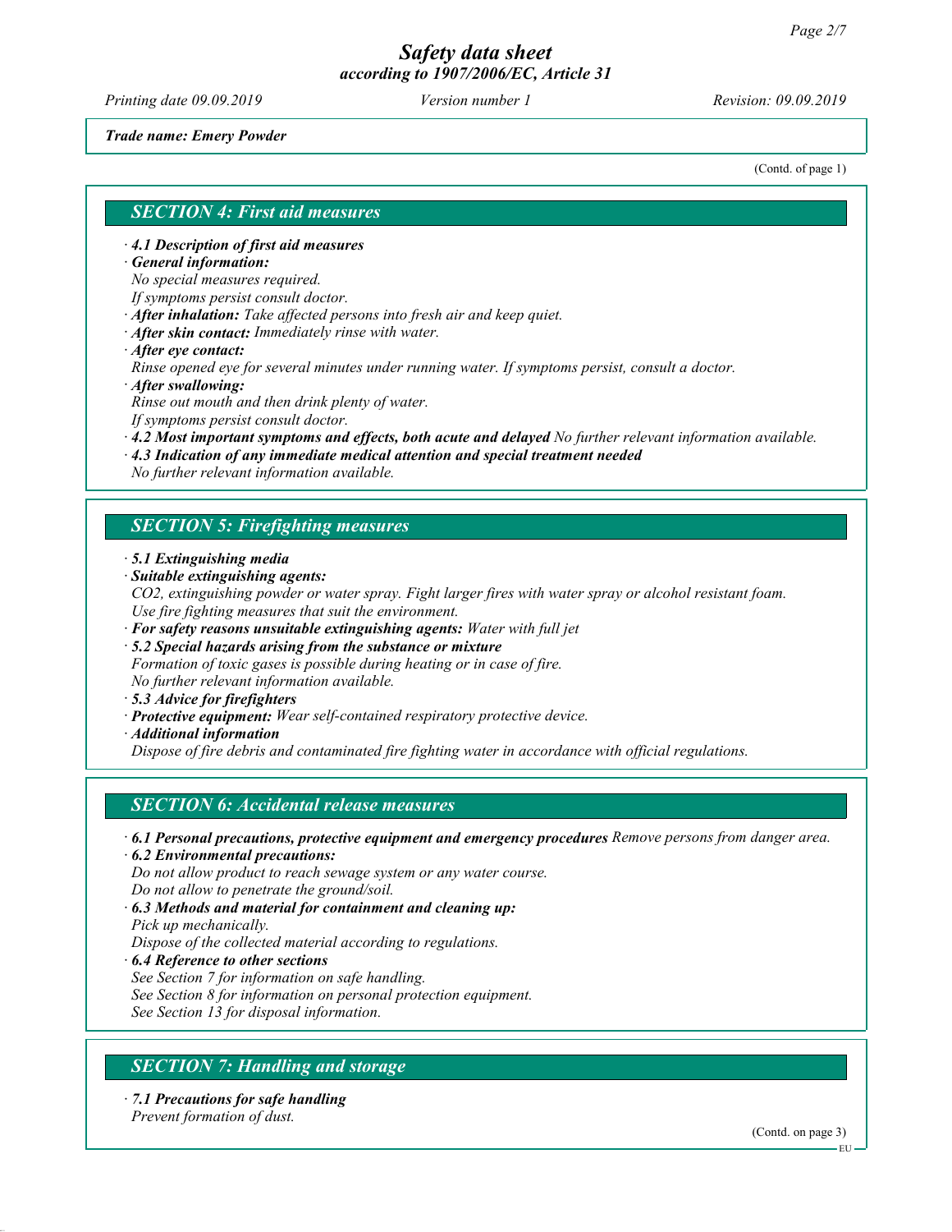# Safety data sheet
*according to 1907/2006/EC, Article 31*

*Printing date 09.09.2019* *Version number 1* *Revision: 09.09.2019*

***Trade name: Emery Powder***

(Contd. of page 1)

## *SECTION 4: First aid measures*

· ***4.1 Description of first aid measures***
· ***General information:***
*No special measures required.*
*If symptoms persist consult doctor.*
· ***After inhalation:*** *Take affected persons into fresh air and keep quiet.*
· ***After skin contact:*** *Immediately rinse with water.*
· ***After eye contact:***
*Rinse opened eye for several minutes under running water. If symptoms persist, consult a doctor.*
· ***After swallowing:***
*Rinse out mouth and then drink plenty of water.*
*If symptoms persist consult doctor.*
· ***4.2 Most important symptoms and effects, both acute and delayed*** *No further relevant information available.*
· ***4.3 Indication of any immediate medical attention and special treatment needed***
*No further relevant information available.*

## *SECTION 5: Firefighting measures*

· ***5.1 Extinguishing media***
· ***Suitable extinguishing agents:***
*$CO_2$, extinguishing powder or water spray. Fight larger fires with water spray or alcohol resistant foam.*
*Use fire fighting measures that suit the environment.*
· ***For safety reasons unsuitable extinguishing agents:*** *Water with full jet*
· ***5.2 Special hazards arising from the substance or mixture***
*Formation of toxic gases is possible during heating or in case of fire.*
*No further relevant information available.*
· ***5.3 Advice for firefighters***
· ***Protective equipment:*** *Wear self-contained respiratory protective device.*
· ***Additional information***
*Dispose of fire debris and contaminated fire fighting water in accordance with official regulations.*

## *SECTION 6: Accidental release measures*

· ***6.1 Personal precautions, protective equipment and emergency procedures*** *Remove persons from danger area.*
· ***6.2 Environmental precautions:***
*Do not allow product to reach sewage system or any water course.*
*Do not allow to penetrate the ground/soil.*
· ***6.3 Methods and material for containment and cleaning up:***
*Pick up mechanically.*
*Dispose of the collected material according to regulations.*
· ***6.4 Reference to other sections***
*See Section 7 for information on safe handling.*
*See Section 8 for information on personal protection equipment.*
*See Section 13 for disposal information.*

## *SECTION 7: Handling and storage*

· ***7.1 Precautions for safe handling***
*Prevent formation of dust.*

(Contd. on page 3)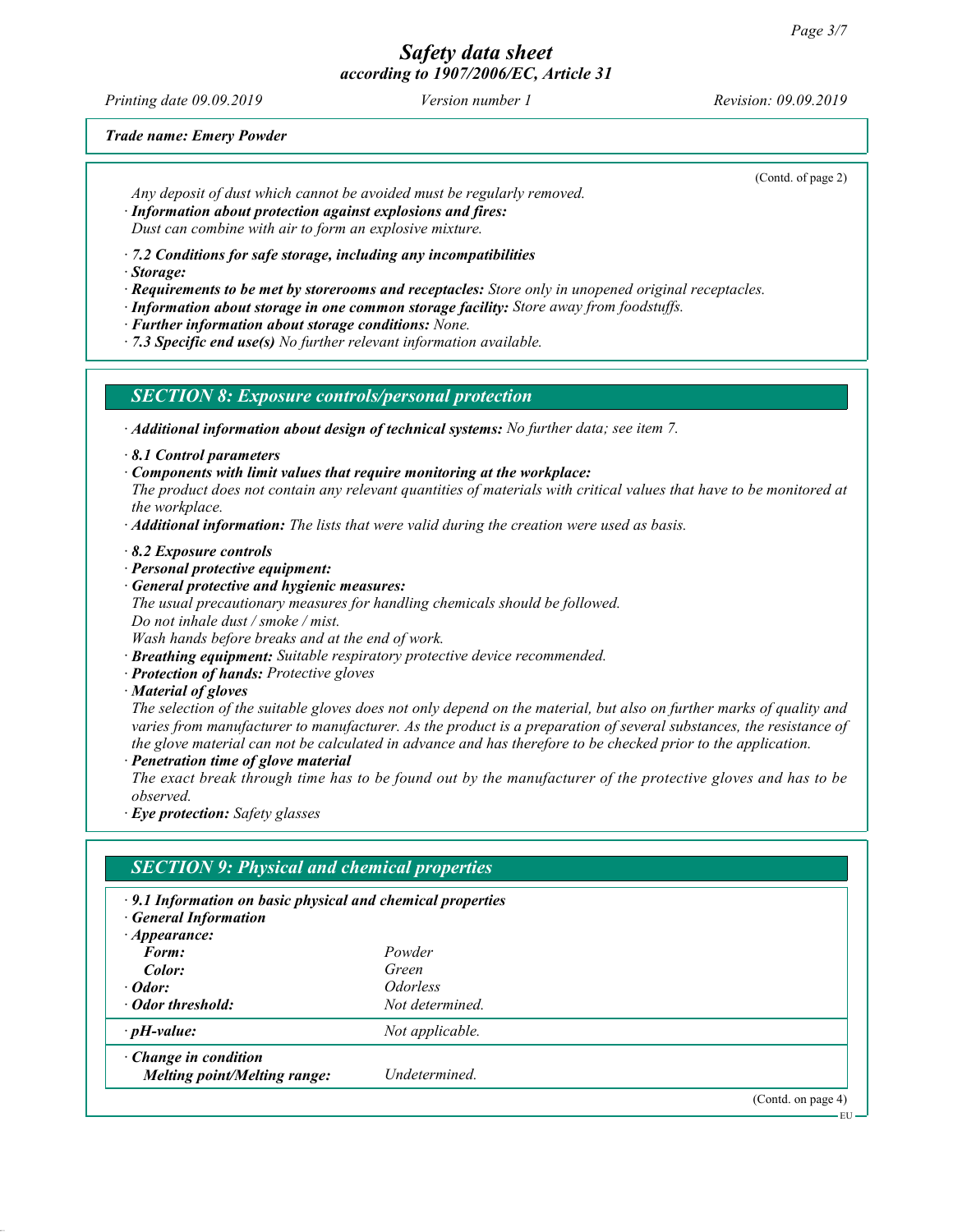*Trade name: Emery Powder*

(Contd. of page 2)

*Any deposit of dust which cannot be avoided must be regularly removed.*
· ***Information about protection against explosions and fires:***
*Dust can combine with air to form an explosive mixture.*

· ***7.2 Conditions for safe storage, including any incompatibilities***
· ***Storage:***
· ***Requirements to be met by storerooms and receptacles:*** *Store only in unopened original receptacles.*
· ***Information about storage in one common storage facility:*** *Store away from foodstuffs.*
· ***Further information about storage conditions:*** *None.*
· ***7.3 Specific end use(s)*** *No further relevant information available.*

## SECTION 8: Exposure controls/personal protection

· ***Additional information about design of technical systems:*** *No further data; see item 7.*

· ***8.1 Control parameters***
· ***Components with limit values that require monitoring at the workplace:***
*The product does not contain any relevant quantities of materials with critical values that have to be monitored at the workplace.*
· ***Additional information:*** *The lists that were valid during the creation were used as basis.*

· ***8.2 Exposure controls***
· ***Personal protective equipment:***
· ***General protective and hygienic measures:***
*The usual precautionary measures for handling chemicals should be followed.*
*Do not inhale dust / smoke / mist.*
*Wash hands before breaks and at the end of work.*
· ***Breathing equipment:*** *Suitable respiratory protective device recommended.*
· ***Protection of hands:*** *Protective gloves*
· ***Material of gloves***
*The selection of the suitable gloves does not only depend on the material, but also on further marks of quality and varies from manufacturer to manufacturer. As the product is a preparation of several substances, the resistance of the glove material can not be calculated in advance and has therefore to be checked prior to the application.*
· ***Penetration time of glove material***
*The exact break through time has to be found out by the manufacturer of the protective gloves and has to be observed.*
· ***Eye protection:*** *Safety glasses*

## SECTION 9: Physical and chemical properties

· ***9.1 Information on basic physical and chemical properties***
· ***General Information***
· ***Appearance:***

| | |
|---|---|
| ***Form:*** | *Powder* |
| ***Color:*** | *Green* |
| · ***Odor:*** | *Odorless* |
| · ***Odor threshold:*** | *Not determined.* |
| · ***pH-value:*** | *Not applicable.* |
| · ***Change in condition*** | |
| ***Melting point/Melting range:*** | *Undetermined.* |

(Contd. on page 4)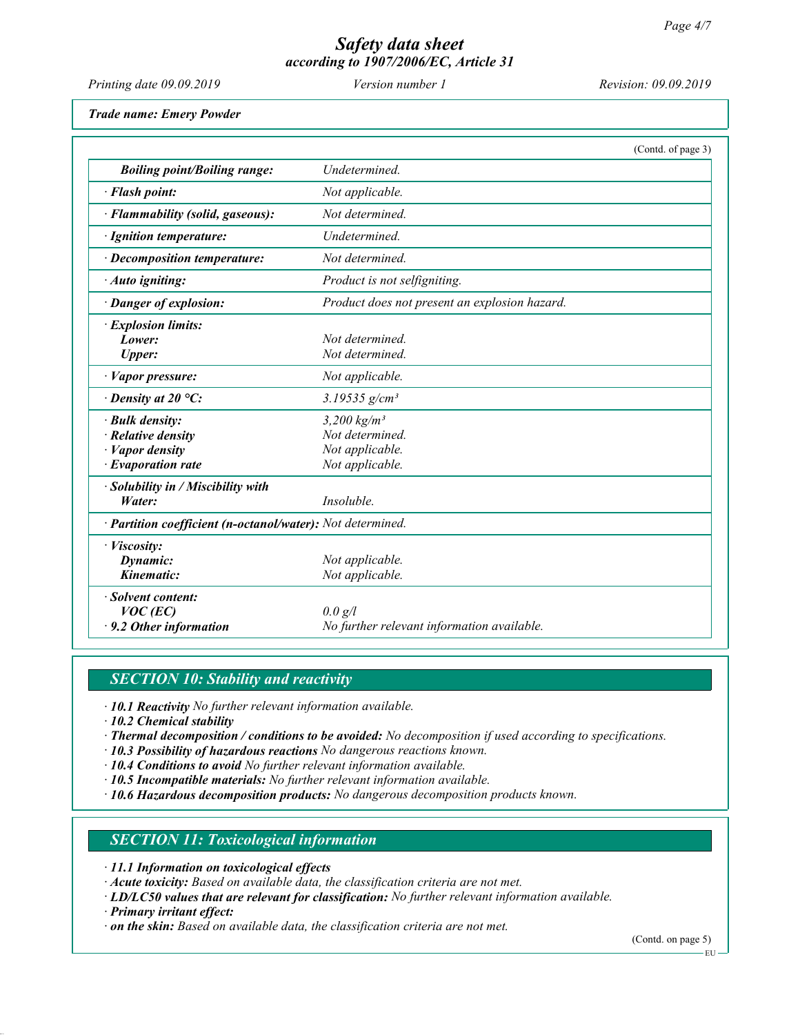*Trade name: Emery Powder*

(Contd. of page 3)

| | |
|---|---|
| ***Boiling point/Boiling range:*** | *Undetermined.* |
| ***· Flash point:*** | *Not applicable.* |
| ***· Flammability (solid, gaseous):*** | *Not determined.* |
| ***· Ignition temperature:*** | *Undetermined.* |
| ***· Decomposition temperature:*** | *Not determined.* |
| ***· Auto igniting:*** | *Product is not selfigniting.* |
| ***· Danger of explosion:*** | *Product does not present an explosion hazard.* |
| ***· Explosion limits:*** | |
| ***Lower:*** | *Not determined.* |
| ***Upper:*** | *Not determined.* |
| ***· Vapor pressure:*** | *Not applicable.* |
| ***· Density at 20 °C:*** | *3.19535 g/cm³* |
| ***· Bulk density:*** | *3,200 kg/m³* |
| ***· Relative density*** | *Not determined.* |
| ***· Vapor density*** | *Not applicable.* |
| ***· Evaporation rate*** | *Not applicable.* |
| ***· Solubility in / Miscibility with*** | |
| ***Water:*** | *Insoluble.* |
| ***· Partition coefficient (n-octanol/water):*** | *Not determined.* |
| ***· Viscosity:*** | |
| ***Dynamic:*** | *Not applicable.* |
| ***Kinematic:*** | *Not applicable.* |
| ***· Solvent content:*** | |
| ***VOC (EC)*** | *0.0 g/l* |
| ***· 9.2 Other information*** | *No further relevant information available.* |

## *SECTION 10: Stability and reactivity*

*· **10.1 Reactivity** No further relevant information available.*
*· **10.2 Chemical stability***
*· **Thermal decomposition / conditions to be avoided:** No decomposition if used according to specifications.*
*· **10.3 Possibility of hazardous reactions** No dangerous reactions known.*
*· **10.4 Conditions to avoid** No further relevant information available.*
*· **10.5 Incompatible materials:** No further relevant information available.*
*· **10.6 Hazardous decomposition products:** No dangerous decomposition products known.*

## *SECTION 11: Toxicological information*

*· **11.1 Information on toxicological effects***
*· **Acute toxicity:** Based on available data, the classification criteria are not met.*
*· **LD/LC50 values that are relevant for classification:** No further relevant information available.*
*· **Primary irritant effect:***
*· **on the skin:** Based on available data, the classification criteria are not met.*

(Contd. on page 5)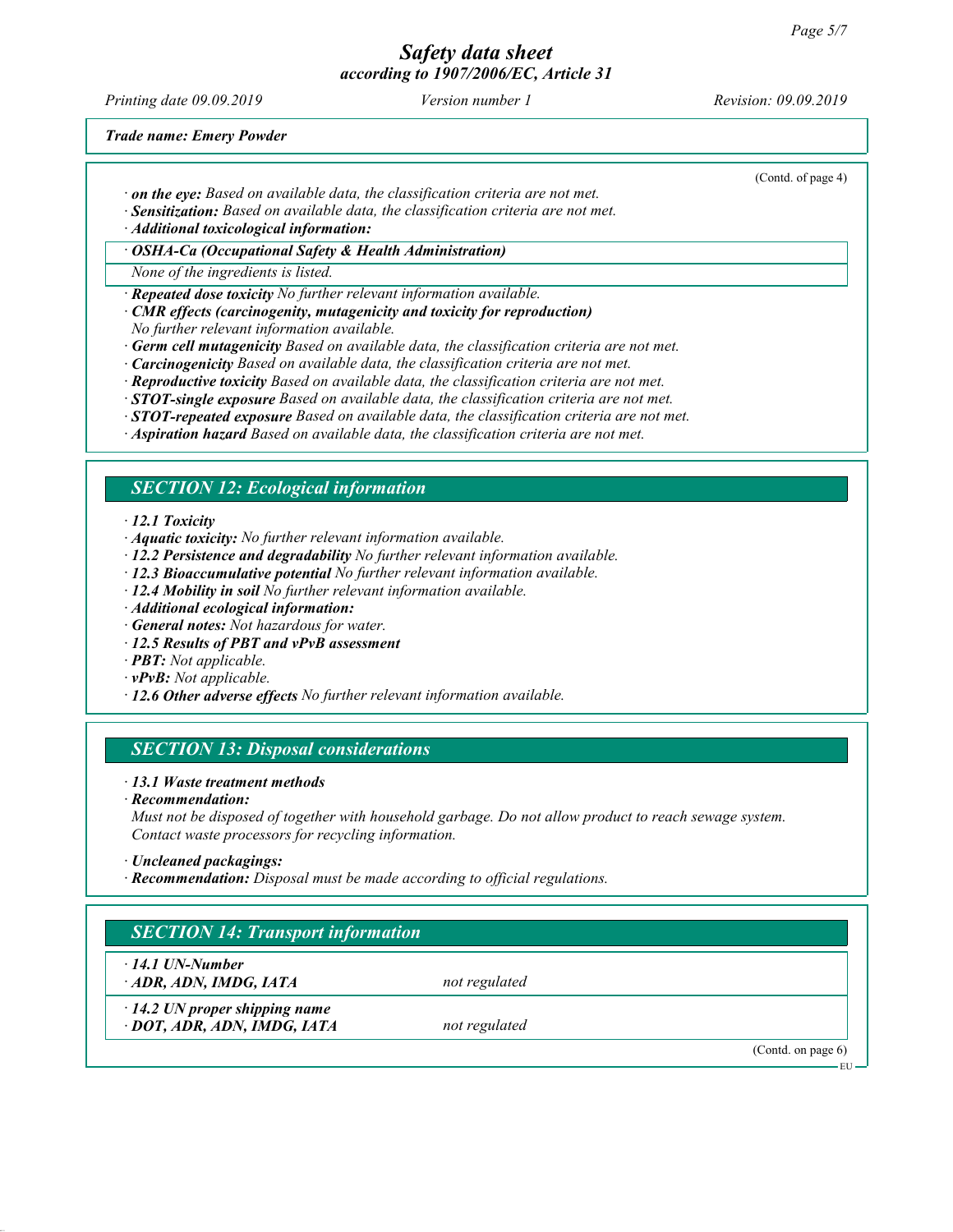*Trade name: Emery Powder*

(Contd. of page 4)

· ***on the eye:*** *Based on available data, the classification criteria are not met.*
· ***Sensitization:*** *Based on available data, the classification criteria are not met.*
· ***Additional toxicological information:***

· ***OSHA-Ca (Occupational Safety & Health Administration)***

*None of the ingredients is listed.*

· ***Repeated dose toxicity*** *No further relevant information available.*
· ***CMR effects (carcinogenity, mutagenicity and toxicity for reproduction)***
*No further relevant information available.*
· ***Germ cell mutagenicity*** *Based on available data, the classification criteria are not met.*
· ***Carcinogenicity*** *Based on available data, the classification criteria are not met.*
· ***Reproductive toxicity*** *Based on available data, the classification criteria are not met.*
· ***STOT-single exposure*** *Based on available data, the classification criteria are not met.*
· ***STOT-repeated exposure*** *Based on available data, the classification criteria are not met.*
· ***Aspiration hazard*** *Based on available data, the classification criteria are not met.*

## *SECTION 12: Ecological information*

· ***12.1 Toxicity***
· ***Aquatic toxicity:*** *No further relevant information available.*
· ***12.2 Persistence and degradability*** *No further relevant information available.*
· ***12.3 Bioaccumulative potential*** *No further relevant information available.*
· ***12.4 Mobility in soil*** *No further relevant information available.*
· ***Additional ecological information:***
· ***General notes:*** *Not hazardous for water.*
· ***12.5 Results of PBT and vPvB assessment***
· ***PBT:*** *Not applicable.*
· ***vPvB:*** *Not applicable.*
· ***12.6 Other adverse effects*** *No further relevant information available.*

## *SECTION 13: Disposal considerations*

· ***13.1 Waste treatment methods***
· ***Recommendation:***
*Must not be disposed of together with household garbage. Do not allow product to reach sewage system. Contact waste processors for recycling information.*

· ***Uncleaned packagings:***
· ***Recommendation:*** *Disposal must be made according to official regulations.*

## *SECTION 14: Transport information*

| | |
|---|---|
| · ***14.1 UN-Number***<br>· ***ADR, ADN, IMDG, IATA*** | *not regulated* |
| · ***14.2 UN proper shipping name***<br>· ***DOT, ADR, ADN, IMDG, IATA*** | *not regulated* |

(Contd. on page 6)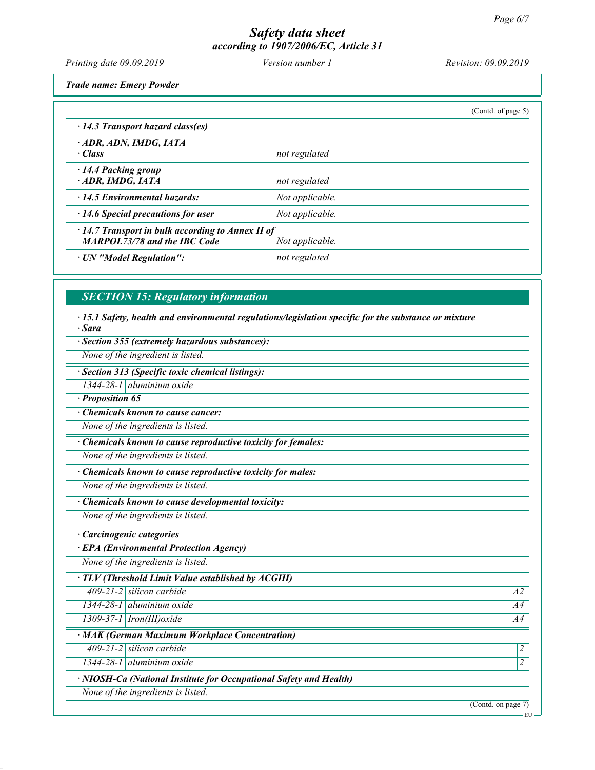*Trade name: Emery Powder*

(Contd. of page 5)

| | |
|---|---|
| **· 14.3 Transport hazard class(es)** | |
| **· ADR, ADN, IMDG, IATA** | |
| **· Class** | *not regulated* |
| **· 14.4 Packing group** | |
| **· ADR, IMDG, IATA** | *not regulated* |
| **· 14.5 Environmental hazards:** | *Not applicable.* |
| **· 14.6 Special precautions for user** | *Not applicable.* |
| **· 14.7 Transport in bulk according to Annex II of MARPOL73/78 and the IBC Code** | *Not applicable.* |
| **· UN "Model Regulation":** | *not regulated* |

## SECTION 15: Regulatory information

**· 15.1 Safety, health and environmental regulations/legislation specific for the substance or mixture**

**· Sara**

**· Section 355 (extremely hazardous substances):**

*None of the ingredient is listed.*

**· Section 313 (Specific toxic chemical listings):**

| | |
|---|---|
| 1344-28-1 | aluminium oxide |

**· Proposition 65**

**· Chemicals known to cause cancer:**

*None of the ingredients is listed.*

**· Chemicals known to cause reproductive toxicity for females:**

*None of the ingredients is listed.*

**· Chemicals known to cause reproductive toxicity for males:**

*None of the ingredients is listed.*

**· Chemicals known to cause developmental toxicity:**

*None of the ingredients is listed.*

**· Carcinogenic categories**

**· EPA (Environmental Protection Agency)**

*None of the ingredients is listed.*

**· TLV (Threshold Limit Value established by ACGIH)**

| | | |
|---|---|---|
| 409-21-2 | silicon carbide | A2 |
| 1344-28-1 | aluminium oxide | A4 |
| 1309-37-1 | Iron(III)oxide | A4 |

**· MAK (German Maximum Workplace Concentration)**

| | | |
|---|---|---|
| 409-21-2 | silicon carbide | 2 |
| 1344-28-1 | aluminium oxide | 2 |

**· NIOSH-Ca (National Institute for Occupational Safety and Health)**

*None of the ingredients is listed.*

(Contd. on page 7)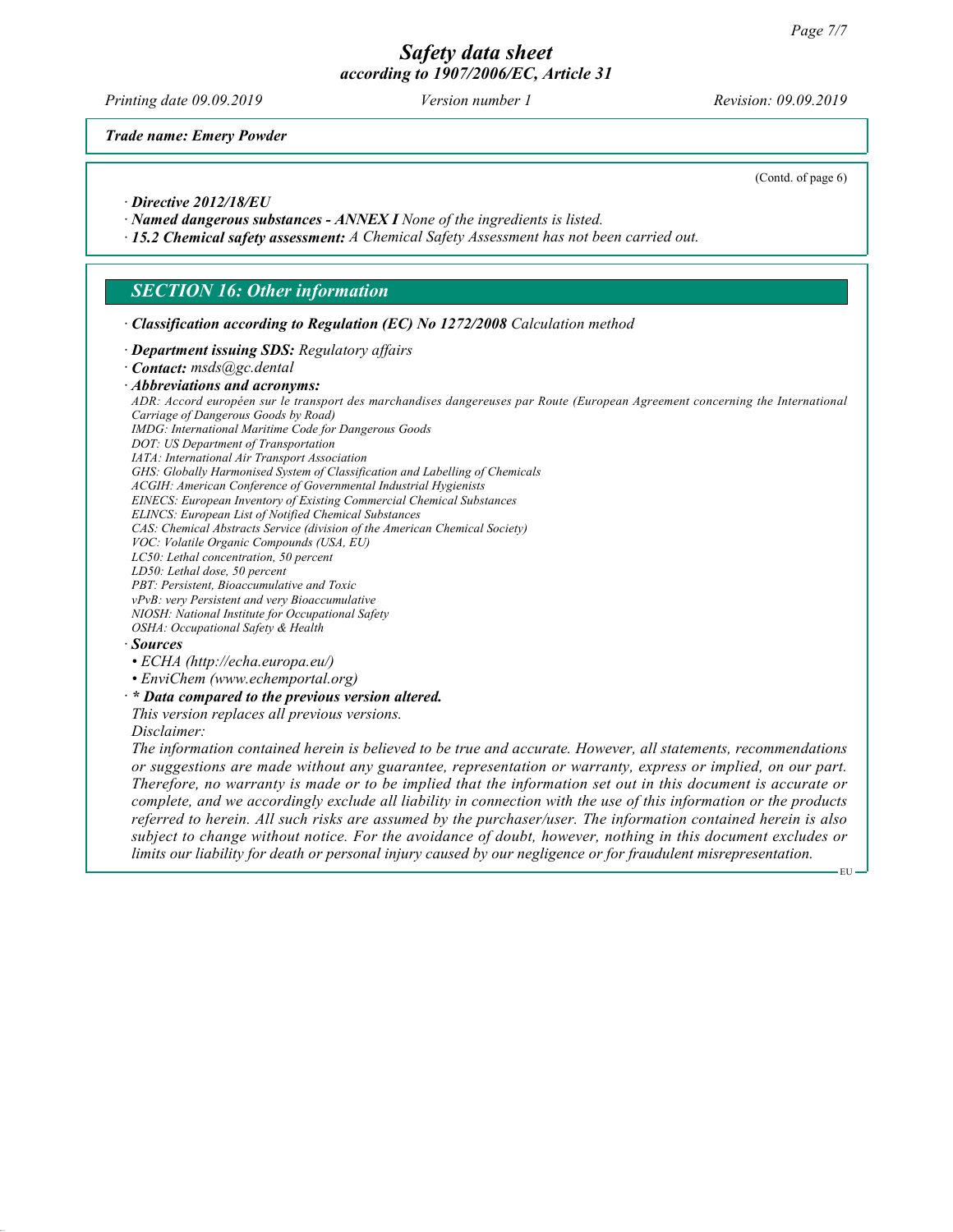(Contd. of page 6)

· ***Directive 2012/18/EU***
· ***Named dangerous substances - ANNEX I*** *None of the ingredients is listed.*
· ***15.2 Chemical safety assessment:*** *A Chemical Safety Assessment has not been carried out.*

## *SECTION 16: Other information*

· ***Classification according to Regulation (EC) No 1272/2008*** *Calculation method*

· ***Department issuing SDS:*** *Regulatory affairs*
· ***Contact:*** *msds@gc.dental*
· ***Abbreviations and acronyms:***
*ADR: Accord européen sur le transport des marchandises dangereuses par Route (European Agreement concerning the International Carriage of Dangerous Goods by Road)*
*IMDG: International Maritime Code for Dangerous Goods*
*DOT: US Department of Transportation*
*IATA: International Air Transport Association*
*GHS: Globally Harmonised System of Classification and Labelling of Chemicals*
*ACGIH: American Conference of Governmental Industrial Hygienists*
*EINECS: European Inventory of Existing Commercial Chemical Substances*
*ELINCS: European List of Notified Chemical Substances*
*CAS: Chemical Abstracts Service (division of the American Chemical Society)*
*VOC: Volatile Organic Compounds (USA, EU)*
*LC50: Lethal concentration, 50 percent*
*LD50: Lethal dose, 50 percent*
*PBT: Persistent, Bioaccumulative and Toxic*
*vPvB: very Persistent and very Bioaccumulative*
*NIOSH: National Institute for Occupational Safety*
*OSHA: Occupational Safety & Health*
· ***Sources***
- *ECHA (http://echa.europa.eu/)*
- *EnviChem (www.echemportal.org)*

· ***\* Data compared to the previous version altered.***
*This version replaces all previous versions.*
*Disclaimer:*
*The information contained herein is believed to be true and accurate. However, all statements, recommendations or suggestions are made without any guarantee, representation or warranty, express or implied, on our part. Therefore, no warranty is made or to be implied that the information set out in this document is accurate or complete, and we accordingly exclude all liability in connection with the use of this information or the products referred to herein. All such risks are assumed by the purchaser/user. The information contained herein is also subject to change without notice. For the avoidance of doubt, however, nothing in this document excludes or limits our liability for death or personal injury caused by our negligence or for fraudulent misrepresentation.*

EU